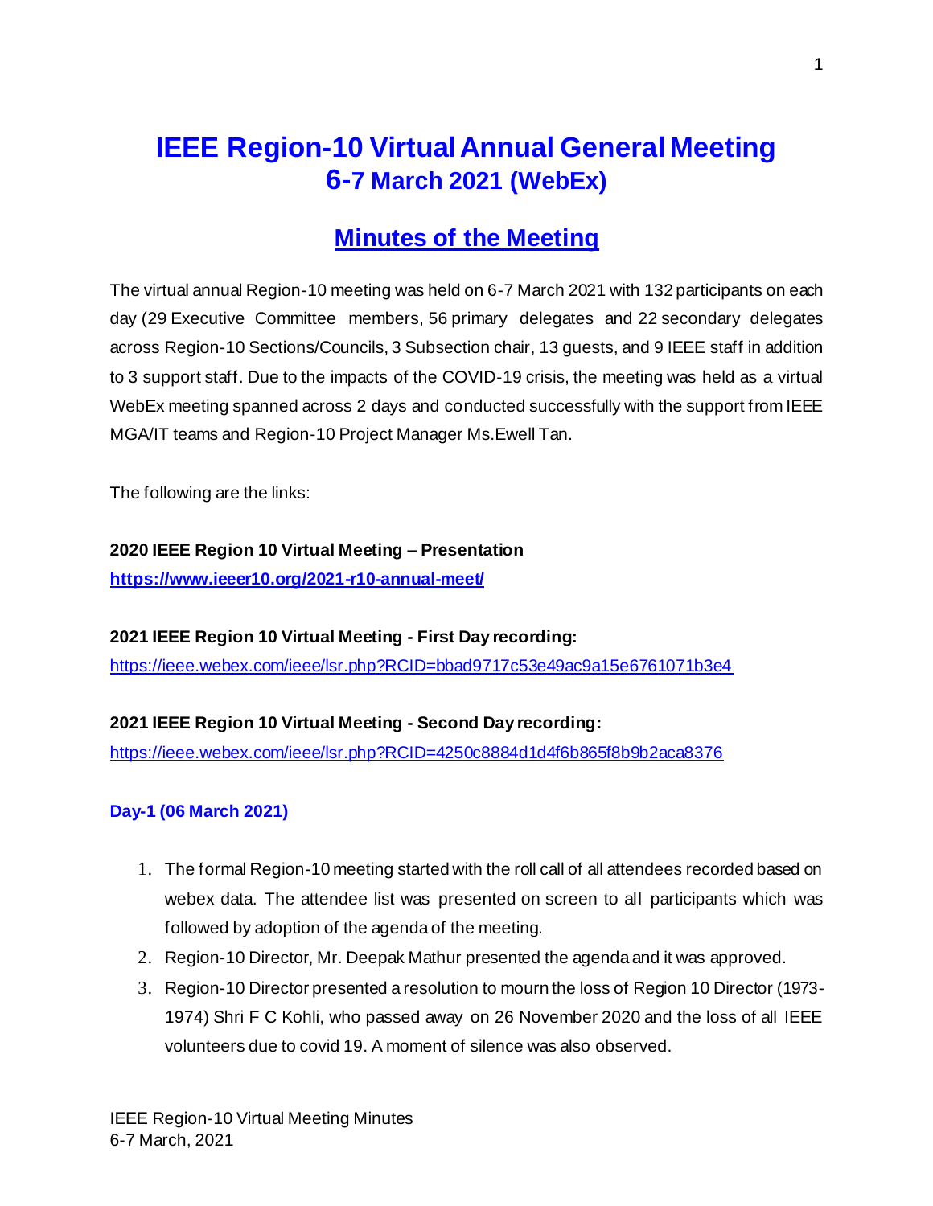# IEEE Region-10 Virtual Annual General Meeting
## 6-7 March 2021 (WebEx)

## Minutes of the Meeting

The virtual annual Region-10 meeting was held on 6-7 March 2021 with 132 participants on each day (29 Executive Committee members, 56 primary delegates and 22 secondary delegates across Region-10 Sections/Councils, 3 Subsection chair, 13 guests, and 9 IEEE staff in addition to 3 support staff. Due to the impacts of the COVID-19 crisis, the meeting was held as a virtual WebEx meeting spanned across 2 days and conducted successfully with the support from IEEE MGA/IT teams and Region-10 Project Manager Ms.Ewell Tan.

The following are the links:

**2020 IEEE Region 10 Virtual Meeting – Presentation**
**https://www.ieeer10.org/2021-r10-annual-meet/**

**2021 IEEE Region 10 Virtual Meeting - First Day recording:**
https://ieee.webex.com/ieee/lsr.php?RCID=bbad9717c53e49ac9a15e6761071b3e4

**2021 IEEE Region 10 Virtual Meeting - Second Day recording:**
https://ieee.webex.com/ieee/lsr.php?RCID=4250c8884d1d4f6b865f8b9b2aca8376

### Day-1 (06 March 2021)

1. The formal Region-10 meeting started with the roll call of all attendees recorded based on webex data. The attendee list was presented on screen to all participants which was followed by adoption of the agenda of the meeting.
2. Region-10 Director, Mr. Deepak Mathur presented the agenda and it was approved.
3. Region-10 Director presented a resolution to mourn the loss of Region 10 Director (1973-1974) Shri F C Kohli, who passed away on 26 November 2020 and the loss of all IEEE volunteers due to covid 19. A moment of silence was also observed.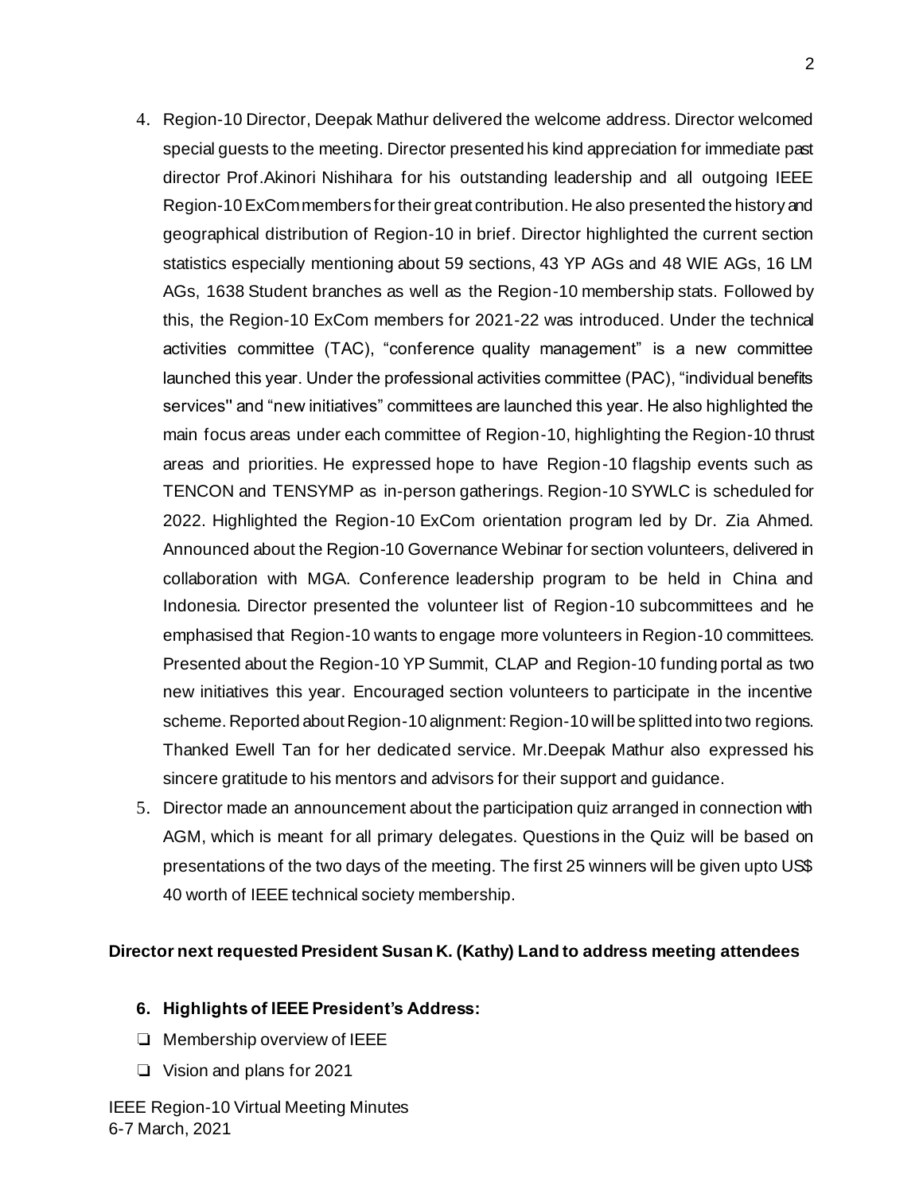4. Region-10 Director, Deepak Mathur delivered the welcome address. Director welcomed special guests to the meeting. Director presented his kind appreciation for immediate past director Prof.Akinori Nishihara for his outstanding leadership and all outgoing IEEE Region-10 ExCom members for their great contribution. He also presented the history and geographical distribution of Region-10 in brief. Director highlighted the current section statistics especially mentioning about 59 sections, 43 YP AGs and 48 WIE AGs, 16 LM AGs, 1638 Student branches as well as the Region-10 membership stats. Followed by this, the Region-10 ExCom members for 2021-22 was introduced. Under the technical activities committee (TAC), "conference quality management" is a new committee launched this year. Under the professional activities committee (PAC), "individual benefits services" and "new initiatives" committees are launched this year. He also highlighted the main focus areas under each committee of Region-10, highlighting the Region-10 thrust areas and priorities. He expressed hope to have Region-10 flagship events such as TENCON and TENSYMP as in-person gatherings. Region-10 SYWLC is scheduled for 2022. Highlighted the Region-10 ExCom orientation program led by Dr. Zia Ahmed. Announced about the Region-10 Governance Webinar for section volunteers, delivered in collaboration with MGA. Conference leadership program to be held in China and Indonesia. Director presented the volunteer list of Region-10 subcommittees and he emphasised that Region-10 wants to engage more volunteers in Region-10 committees. Presented about the Region-10 YP Summit, CLAP and Region-10 funding portal as two new initiatives this year. Encouraged section volunteers to participate in the incentive scheme. Reported about Region-10 alignment: Region-10 will be splitted into two regions. Thanked Ewell Tan for her dedicated service. Mr.Deepak Mathur also expressed his sincere gratitude to his mentors and advisors for their support and guidance.
5. Director made an announcement about the participation quiz arranged in connection with AGM, which is meant for all primary delegates. Questions in the Quiz will be based on presentations of the two days of the meeting. The first 25 winners will be given upto US$ 40 worth of IEEE technical society membership.

**Director next requested President Susan K. (Kathy) Land to address meeting attendees**

**6. Highlights of IEEE President's Address:**

- Membership overview of IEEE
- Vision and plans for 2021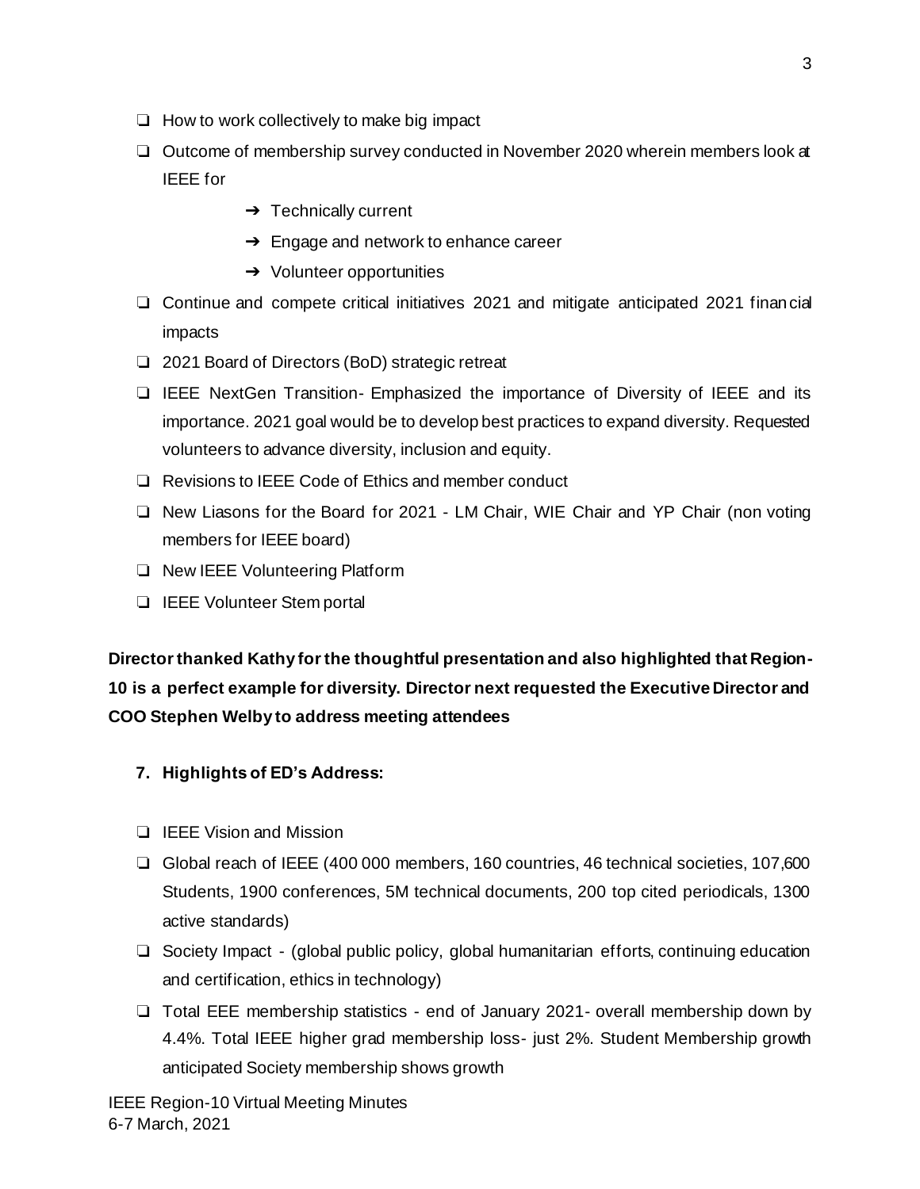- ❏ How to work collectively to make big impact
- ❏ Outcome of membership survey conducted in November 2020 wherein members look at IEEE for
  - ➔ Technically current
  - ➔ Engage and network to enhance career
  - ➔ Volunteer opportunities
- ❏ Continue and compete critical initiatives 2021 and mitigate anticipated 2021 financial impacts
- ❏ 2021 Board of Directors (BoD) strategic retreat
- ❏ IEEE NextGen Transition- Emphasized the importance of Diversity of IEEE and its importance. 2021 goal would be to develop best practices to expand diversity. Requested volunteers to advance diversity, inclusion and equity.
- ❏ Revisions to IEEE Code of Ethics and member conduct
- ❏ New Liasons for the Board for 2021 - LM Chair, WIE Chair and YP Chair (non voting members for IEEE board)
- ❏ New IEEE Volunteering Platform
- ❏ IEEE Volunteer Stem portal

**Director thanked Kathy for the thoughtful presentation and also highlighted that Region-10 is a perfect example for diversity. Director next requested the Executive Director and COO Stephen Welby to address meeting attendees**

**7. Highlights of ED's Address:**

- ❏ IEEE Vision and Mission
- ❏ Global reach of IEEE (400 000 members, 160 countries, 46 technical societies, 107,600 Students, 1900 conferences, 5M technical documents, 200 top cited periodicals, 1300 active standards)
- ❏ Society Impact - (global public policy, global humanitarian efforts, continuing education and certification, ethics in technology)
- ❏ Total EEE membership statistics - end of January 2021- overall membership down by 4.4%. Total IEEE higher grad membership loss- just 2%. Student Membership growth anticipated Society membership shows growth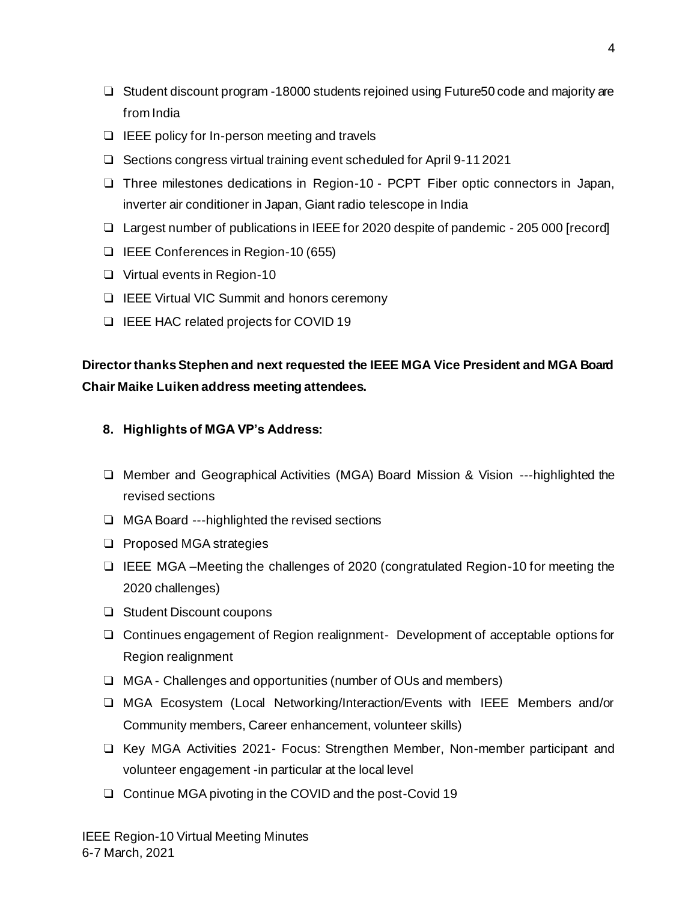- ❑ Student discount program -18000 students rejoined using Future50 code and majority are from India
- ❑ IEEE policy for In-person meeting and travels
- ❑ Sections congress virtual training event scheduled for April 9-11 2021
- ❑ Three milestones dedications in Region-10 - PCPT Fiber optic connectors in Japan, inverter air conditioner in Japan, Giant radio telescope in India
- ❑ Largest number of publications in IEEE for 2020 despite of pandemic - 205 000 [record]
- ❑ IEEE Conferences in Region-10 (655)
- ❑ Virtual events in Region-10
- ❑ IEEE Virtual VIC Summit and honors ceremony
- ❑ IEEE HAC related projects for COVID 19

**Director thanks Stephen and next requested the IEEE MGA Vice President and MGA Board Chair Maike Luiken address meeting attendees.**

**8. Highlights of MGA VP's Address:**

- ❑ Member and Geographical Activities (MGA) Board Mission & Vision ---highlighted the revised sections
- ❑ MGA Board ---highlighted the revised sections
- ❑ Proposed MGA strategies
- ❑ IEEE MGA –Meeting the challenges of 2020 (congratulated Region-10 for meeting the 2020 challenges)
- ❑ Student Discount coupons
- ❑ Continues engagement of Region realignment- Development of acceptable options for Region realignment
- ❑ MGA - Challenges and opportunities (number of OUs and members)
- ❑ MGA Ecosystem (Local Networking/Interaction/Events with IEEE Members and/or Community members, Career enhancement, volunteer skills)
- ❑ Key MGA Activities 2021- Focus: Strengthen Member, Non-member participant and volunteer engagement -in particular at the local level
- ❑ Continue MGA pivoting in the COVID and the post-Covid 19

IEEE Region-10 Virtual Meeting Minutes
6-7 March, 2021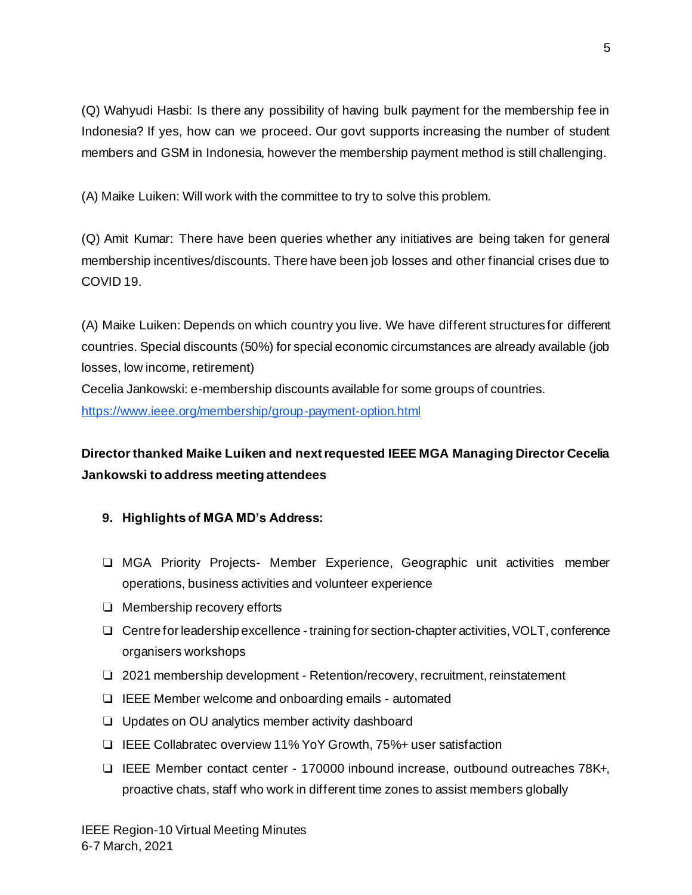(Q) Wahyudi Hasbi: Is there any possibility of having bulk payment for the membership fee in Indonesia? If yes, how can we proceed. Our govt supports increasing the number of student members and GSM in Indonesia, however the membership payment method is still challenging.

(A) Maike Luiken: Will work with the committee to try to solve this problem.

(Q) Amit Kumar: There have been queries whether any initiatives are being taken for general membership incentives/discounts. There have been job losses and other financial crises due to COVID 19.

(A) Maike Luiken: Depends on which country you live. We have different structures for different countries. Special discounts (50%) for special economic circumstances are already available (job losses, low income, retirement)
Cecelia Jankowski: e-membership discounts available for some groups of countries.
https://www.ieee.org/membership/group-payment-option.html

**Director thanked Maike Luiken and next requested IEEE MGA Managing Director Cecelia Jankowski to address meeting attendees**

## 9. Highlights of MGA MD's Address:

- MGA Priority Projects- Member Experience, Geographic unit activities member operations, business activities and volunteer experience
- Membership recovery efforts
- Centre for leadership excellence - training for section-chapter activities, VOLT, conference organisers workshops
- 2021 membership development - Retention/recovery, recruitment, reinstatement
- IEEE Member welcome and onboarding emails - automated
- Updates on OU analytics member activity dashboard
- IEEE Collabratec overview 11% YoY Growth, 75%+ user satisfaction
- IEEE Member contact center - 170000 inbound increase, outbound outreaches 78K+, proactive chats, staff who work in different time zones to assist members globally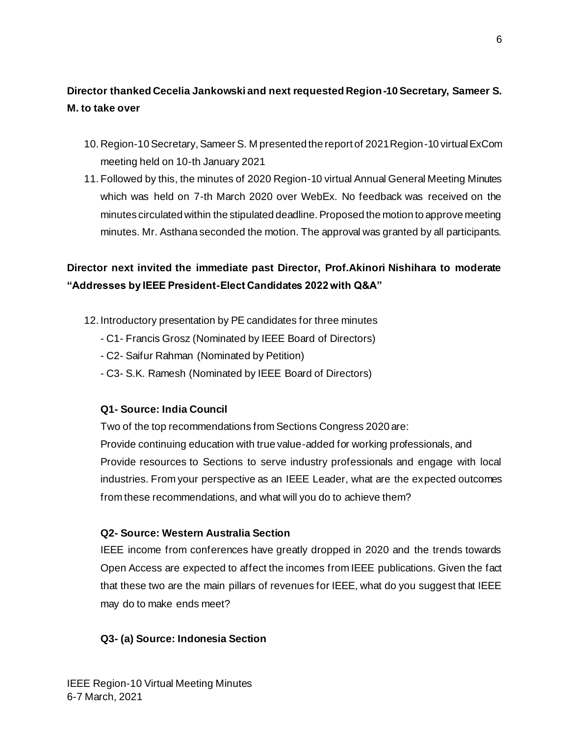**Director thanked Cecelia Jankowski and next requested Region-10 Secretary, Sameer S. M. to take over**

10. Region-10 Secretary, Sameer S. M presented the report of 2021 Region-10 virtual ExCom meeting held on 10-th January 2021
11. Followed by this, the minutes of 2020 Region-10 virtual Annual General Meeting Minutes which was held on 7-th March 2020 over WebEx. No feedback was received on the minutes circulated within the stipulated deadline. Proposed the motion to approve meeting minutes. Mr. Asthana seconded the motion. The approval was granted by all participants.

**Director next invited the immediate past Director, Prof.Akinori Nishihara to moderate "Addresses by IEEE President-Elect Candidates 2022 with Q&A"**

12. Introductory presentation by PE candidates for three minutes
    - C1- Francis Grosz (Nominated by IEEE Board of Directors)
    - C2- Saifur Rahman (Nominated by Petition)
    - C3- S.K. Ramesh (Nominated by IEEE Board of Directors)

    **Q1- Source: India Council**

    Two of the top recommendations from Sections Congress 2020 are:
    Provide continuing education with true value-added for working professionals, and
    Provide resources to Sections to serve industry professionals and engage with local industries. From your perspective as an IEEE Leader, what are the expected outcomes from these recommendations, and what will you do to achieve them?

    **Q2- Source: Western Australia Section**

    IEEE income from conferences have greatly dropped in 2020 and the trends towards Open Access are expected to affect the incomes from IEEE publications. Given the fact that these two are the main pillars of revenues for IEEE, what do you suggest that IEEE may do to make ends meet?

    **Q3- (a) Source: Indonesia Section**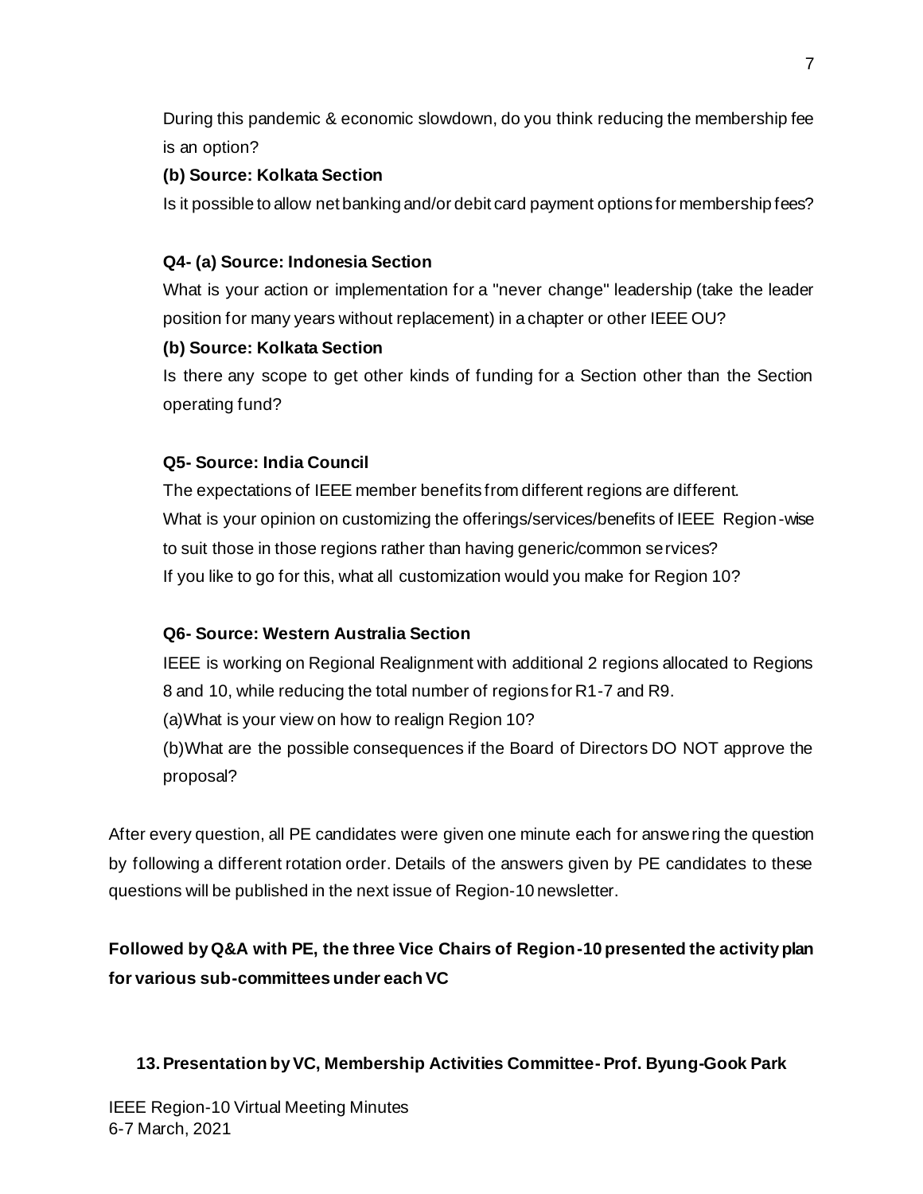During this pandemic & economic slowdown, do you think reducing the membership fee is an option?

**(b) Source: Kolkata Section**

Is it possible to allow net banking and/or debit card payment options for membership fees?

**Q4- (a) Source: Indonesia Section**

What is your action or implementation for a "never change" leadership (take the leader position for many years without replacement) in a chapter or other IEEE OU?

**(b) Source: Kolkata Section**

Is there any scope to get other kinds of funding for a Section other than the Section operating fund?

**Q5- Source: India Council**

The expectations of IEEE member benefits from different regions are different.
What is your opinion on customizing the offerings/services/benefits of IEEE Region-wise to suit those in those regions rather than having generic/common services?
If you like to go for this, what all customization would you make for Region 10?

**Q6- Source: Western Australia Section**

IEEE is working on Regional Realignment with additional 2 regions allocated to Regions 8 and 10, while reducing the total number of regions for R1-7 and R9.

(a)What is your view on how to realign Region 10?

(b)What are the possible consequences if the Board of Directors DO NOT approve the proposal?

After every question, all PE candidates were given one minute each for answering the question by following a different rotation order. Details of the answers given by PE candidates to these questions will be published in the next issue of Region-10 newsletter.

**Followed by Q&A with PE, the three Vice Chairs of Region-10 presented the activity plan for various sub-committees under each VC**

**13. Presentation by VC, Membership Activities Committee- Prof. Byung-Gook Park**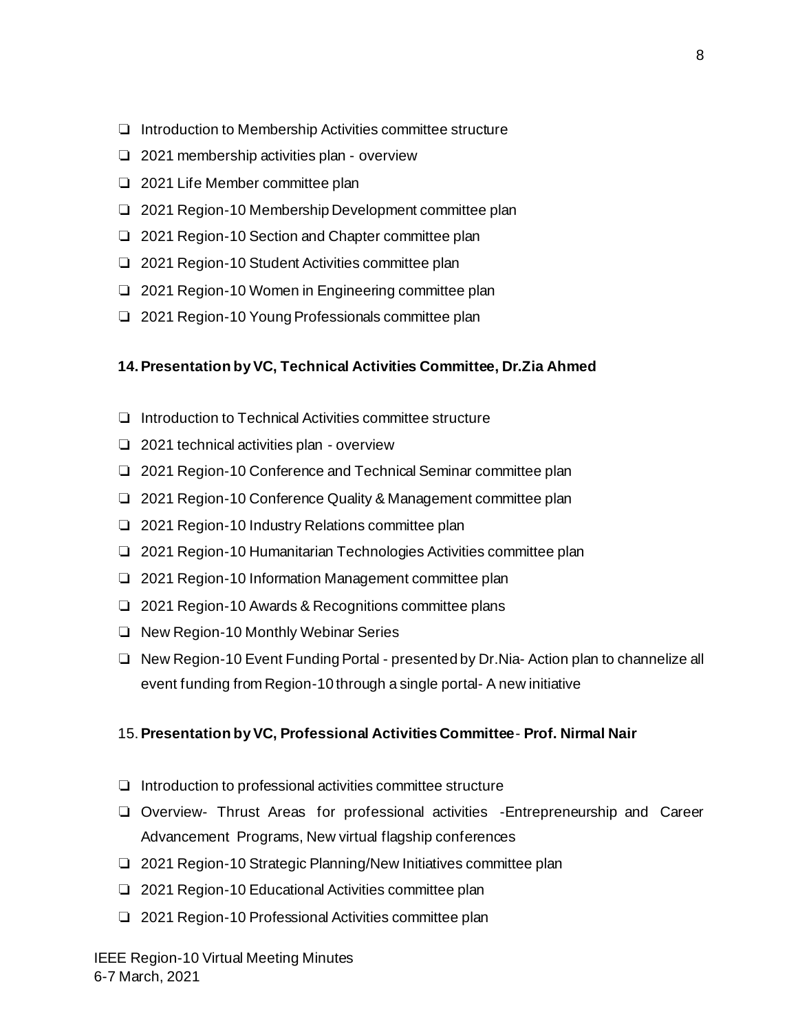- ❑ Introduction to Membership Activities committee structure
- ❑ 2021 membership activities plan - overview
- ❑ 2021 Life Member committee plan
- ❑ 2021 Region-10 Membership Development committee plan
- ❑ 2021 Region-10 Section and Chapter committee plan
- ❑ 2021 Region-10 Student Activities committee plan
- ❑ 2021 Region-10 Women in Engineering committee plan
- ❑ 2021 Region-10 Young Professionals committee plan

**14. Presentation by VC, Technical Activities Committee, Dr.Zia Ahmed**

- ❑ Introduction to Technical Activities committee structure
- ❑ 2021 technical activities plan - overview
- ❑ 2021 Region-10 Conference and Technical Seminar committee plan
- ❑ 2021 Region-10 Conference Quality & Management committee plan
- ❑ 2021 Region-10 Industry Relations committee plan
- ❑ 2021 Region-10 Humanitarian Technologies Activities committee plan
- ❑ 2021 Region-10 Information Management committee plan
- ❑ 2021 Region-10 Awards & Recognitions committee plans
- ❑ New Region-10 Monthly Webinar Series
- ❑ New Region-10 Event Funding Portal - presented by Dr.Nia- Action plan to channelize all event funding from Region-10 through a single portal- A new initiative

15. **Presentation by VC, Professional Activities Committee** - **Prof. Nirmal Nair**

- ❑ Introduction to professional activities committee structure
- ❑ Overview- Thrust Areas for professional activities -Entrepreneurship and Career Advancement Programs, New virtual flagship conferences
- ❑ 2021 Region-10 Strategic Planning/New Initiatives committee plan
- ❑ 2021 Region-10 Educational Activities committee plan
- ❑ 2021 Region-10 Professional Activities committee plan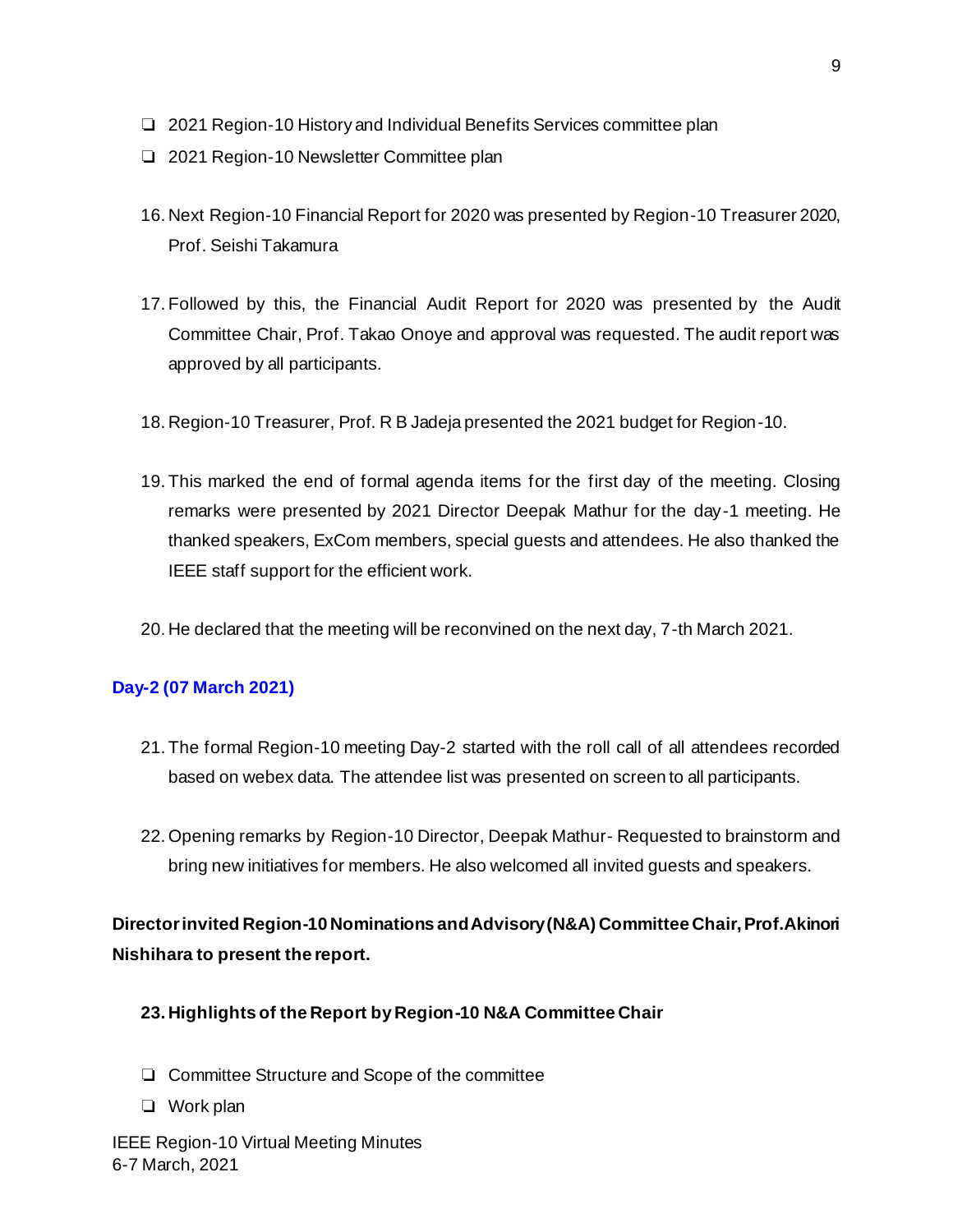- ❑ 2021 Region-10 History and Individual Benefits Services committee plan
- ❑ 2021 Region-10 Newsletter Committee plan

16. Next Region-10 Financial Report for 2020 was presented by Region-10 Treasurer 2020, Prof. Seishi Takamura

17. Followed by this, the Financial Audit Report for 2020 was presented by the Audit Committee Chair, Prof. Takao Onoye and approval was requested. The audit report was approved by all participants.

18. Region-10 Treasurer, Prof. R B Jadeja presented the 2021 budget for Region-10.

19. This marked the end of formal agenda items for the first day of the meeting. Closing remarks were presented by 2021 Director Deepak Mathur for the day-1 meeting. He thanked speakers, ExCom members, special guests and attendees. He also thanked the IEEE staff support for the efficient work.

20. He declared that the meeting will be reconvined on the next day, 7-th March 2021.

### Day-2 (07 March 2021)

21. The formal Region-10 meeting Day-2 started with the roll call of all attendees recorded based on webex data. The attendee list was presented on screen to all participants.

22. Opening remarks by Region-10 Director, Deepak Mathur- Requested to brainstorm and bring new initiatives for members. He also welcomed all invited guests and speakers.

**Director invited Region-10 Nominations and Advisory (N&A) Committee Chair, Prof.Akinori Nishihara to present the report.**

**23. Highlights of the Report by Region-10 N&A Committee Chair**

- ❑ Committee Structure and Scope of the committee
- ❑ Work plan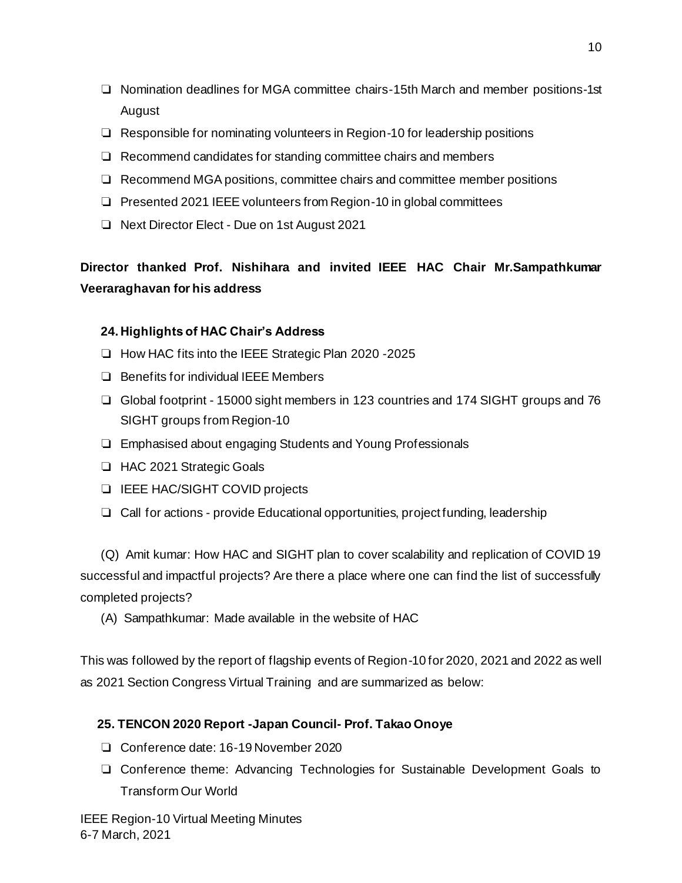- ❏ Nomination deadlines for MGA committee chairs-15th March and member positions-1st August
- ❏ Responsible for nominating volunteers in Region-10 for leadership positions
- ❏ Recommend candidates for standing committee chairs and members
- ❏ Recommend MGA positions, committee chairs and committee member positions
- ❏ Presented 2021 IEEE volunteers from Region-10 in global committees
- ❏ Next Director Elect - Due on 1st August 2021

**Director thanked Prof. Nishihara and invited IEEE HAC Chair Mr.Sampathkumar Veeraraghavan for his address**

### 24. Highlights of HAC Chair's Address

- ❏ How HAC fits into the IEEE Strategic Plan 2020 -2025
- ❏ Benefits for individual IEEE Members
- ❏ Global footprint - 15000 sight members in 123 countries and 174 SIGHT groups and 76 SIGHT groups from Region-10
- ❏ Emphasised about engaging Students and Young Professionals
- ❏ HAC 2021 Strategic Goals
- ❏ IEEE HAC/SIGHT COVID projects
- ❏ Call for actions - provide Educational opportunities, project funding, leadership

(Q) Amit kumar: How HAC and SIGHT plan to cover scalability and replication of COVID 19 successful and impactful projects? Are there a place where one can find the list of successfully completed projects?

(A) Sampathkumar: Made available in the website of HAC

This was followed by the report of flagship events of Region-10 for 2020, 2021 and 2022 as well as 2021 Section Congress Virtual Training and are summarized as below:

### 25. TENCON 2020 Report -Japan Council- Prof. Takao Onoye

- ❏ Conference date: 16-19 November 2020
- ❏ Conference theme: Advancing Technologies for Sustainable Development Goals to Transform Our World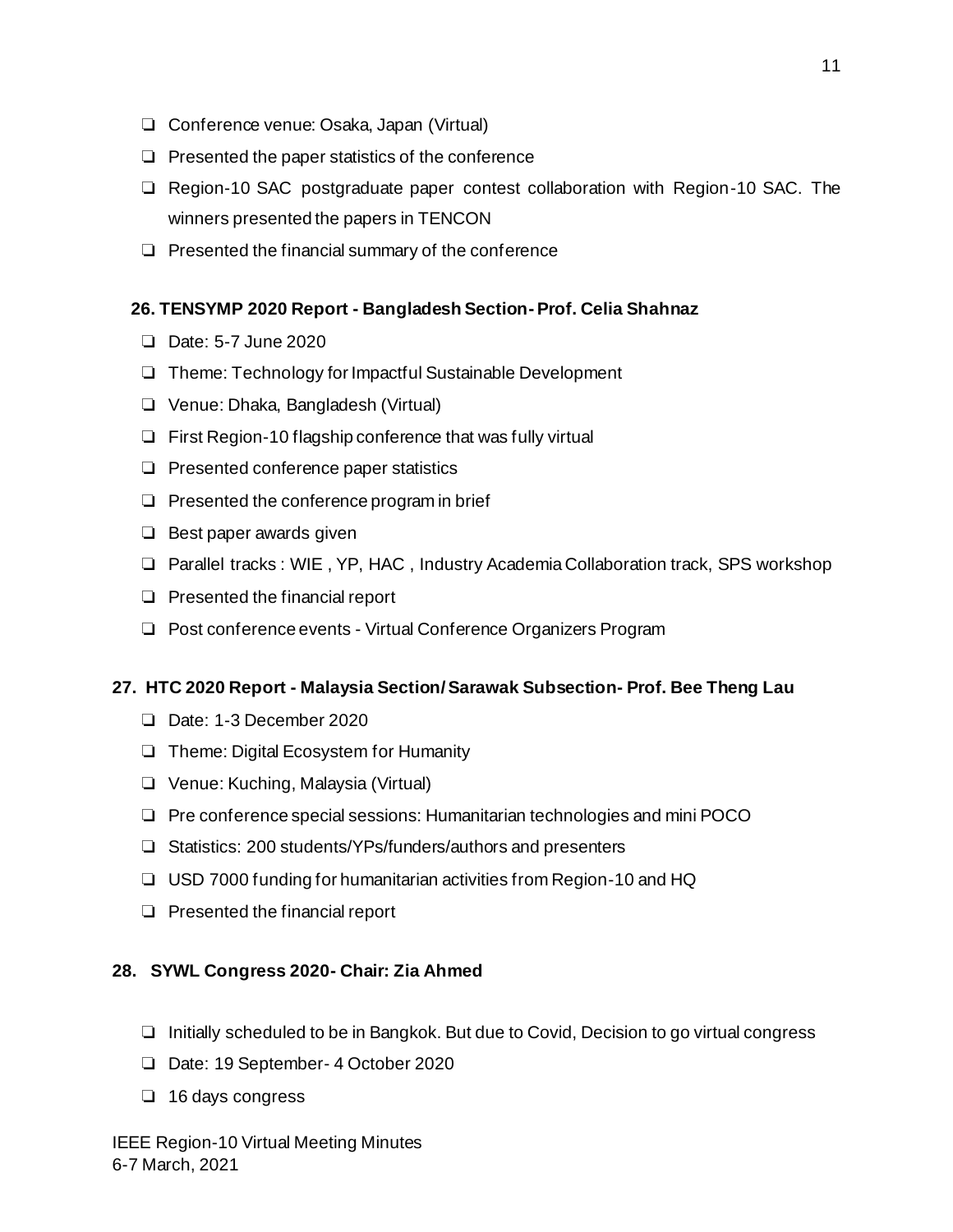- ❏ Conference venue: Osaka, Japan (Virtual)
- ❏ Presented the paper statistics of the conference
- ❏ Region-10 SAC postgraduate paper contest collaboration with Region-10 SAC. The winners presented the papers in TENCON
- ❏ Presented the financial summary of the conference

**26. TENSYMP 2020 Report - Bangladesh Section- Prof. Celia Shahnaz**

- ❏ Date: 5-7 June 2020
- ❏ Theme: Technology for Impactful Sustainable Development
- ❏ Venue: Dhaka, Bangladesh (Virtual)
- ❏ First Region-10 flagship conference that was fully virtual
- ❏ Presented conference paper statistics
- ❏ Presented the conference program in brief
- ❏ Best paper awards given
- ❏ Parallel tracks : WIE , YP, HAC , Industry Academia Collaboration track, SPS workshop
- ❏ Presented the financial report
- ❏ Post conference events - Virtual Conference Organizers Program

**27. HTC 2020 Report - Malaysia Section/ Sarawak Subsection- Prof. Bee Theng Lau**

- ❏ Date: 1-3 December 2020
- ❏ Theme: Digital Ecosystem for Humanity
- ❏ Venue: Kuching, Malaysia (Virtual)
- ❏ Pre conference special sessions: Humanitarian technologies and mini POCO
- ❏ Statistics: 200 students/YPs/funders/authors and presenters
- ❏ USD 7000 funding for humanitarian activities from Region-10 and HQ
- ❏ Presented the financial report

**28. SYWL Congress 2020- Chair: Zia Ahmed**

- ❏ Initially scheduled to be in Bangkok. But due to Covid, Decision to go virtual congress
- ❏ Date: 19 September- 4 October 2020
- ❏ 16 days congress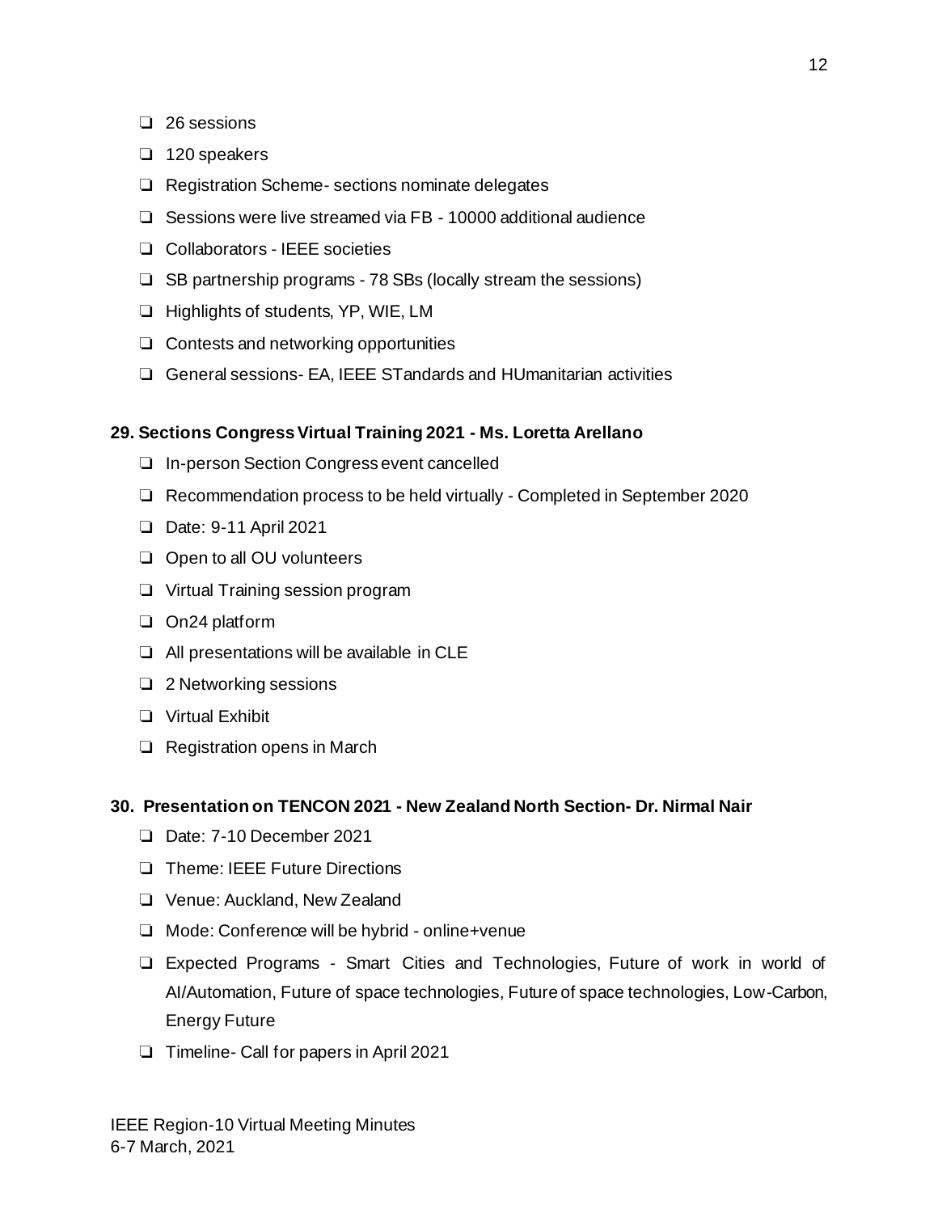- 26 sessions
- 120 speakers
- Registration Scheme- sections nominate delegates
- Sessions were live streamed via FB - 10000 additional audience
- Collaborators - IEEE societies
- SB partnership programs - 78 SBs (locally stream the sessions)
- Highlights of students, YP, WIE, LM
- Contests and networking opportunities
- General sessions- EA, IEEE STandards and HUmanitarian activities

**29. Sections Congress Virtual Training 2021 - Ms. Loretta Arellano**

- In-person Section Congress event cancelled
- Recommendation process to be held virtually - Completed in September 2020
- Date: 9-11 April 2021
- Open to all OU volunteers
- Virtual Training session program
- On24 platform
- All presentations will be available in CLE
- 2 Networking sessions
- Virtual Exhibit
- Registration opens in March

**30. Presentation on TENCON 2021 - New Zealand North Section- Dr. Nirmal Nair**

- Date: 7-10 December 2021
- Theme: IEEE Future Directions
- Venue: Auckland, New Zealand
- Mode: Conference will be hybrid - online+venue
- Expected Programs - Smart Cities and Technologies, Future of work in world of AI/Automation, Future of space technologies, Future of space technologies, Low-Carbon, Energy Future
- Timeline- Call for papers in April 2021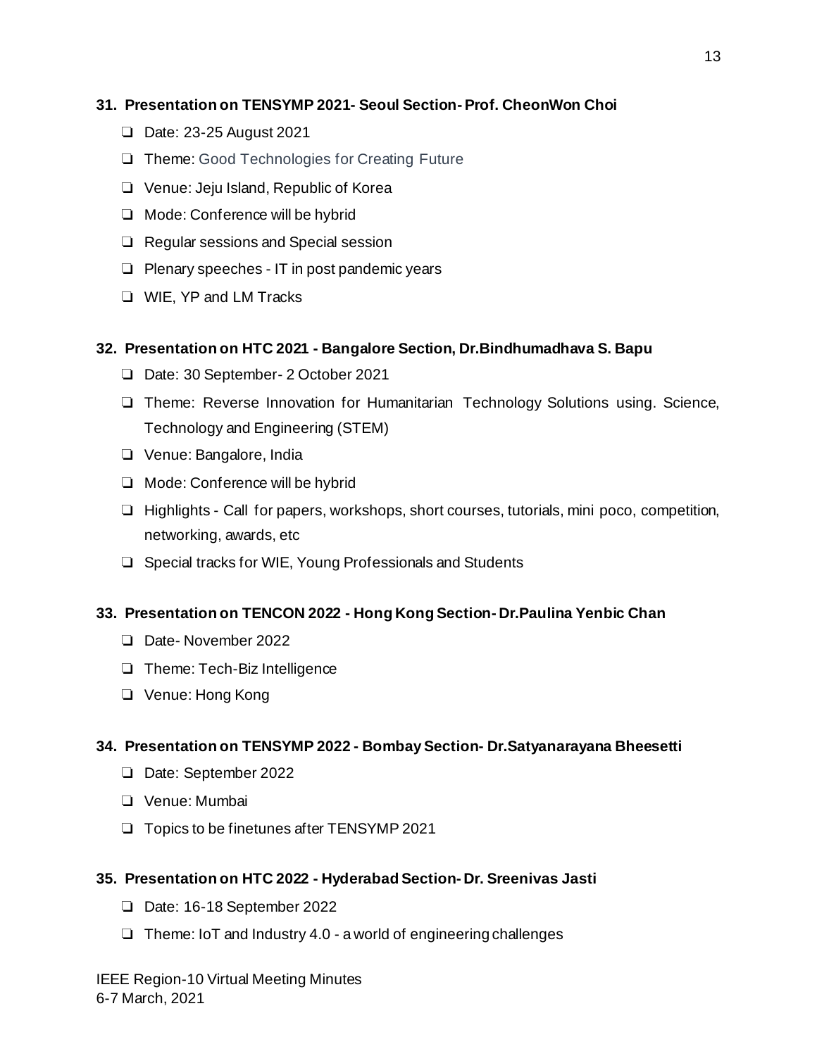### 31. Presentation on TENSYMP 2021- Seoul Section- Prof. CheonWon Choi

- Date: 23-25 August 2021
- Theme: Good Technologies for Creating Future
- Venue: Jeju Island, Republic of Korea
- Mode: Conference will be hybrid
- Regular sessions and Special session
- Plenary speeches - IT in post pandemic years
- WIE, YP and LM Tracks

### 32. Presentation on HTC 2021 - Bangalore Section, Dr.Bindhumadhava S. Bapu

- Date: 30 September- 2 October 2021
- Theme: Reverse Innovation for Humanitarian Technology Solutions using. Science, Technology and Engineering (STEM)
- Venue: Bangalore, India
- Mode: Conference will be hybrid
- Highlights - Call for papers, workshops, short courses, tutorials, mini poco, competition, networking, awards, etc
- Special tracks for WIE, Young Professionals and Students

### 33. Presentation on TENCON 2022 - Hong Kong Section- Dr.Paulina Yenbic Chan

- Date- November 2022
- Theme: Tech-Biz Intelligence
- Venue: Hong Kong

### 34. Presentation on TENSYMP 2022 - Bombay Section- Dr.Satyanarayana Bheesetti

- Date: September 2022
- Venue: Mumbai
- Topics to be finetunes after TENSYMP 2021

### 35. Presentation on HTC 2022 - Hyderabad Section- Dr. Sreenivas Jasti

- Date: 16-18 September 2022
- Theme: IoT and Industry 4.0 - a world of engineering challenges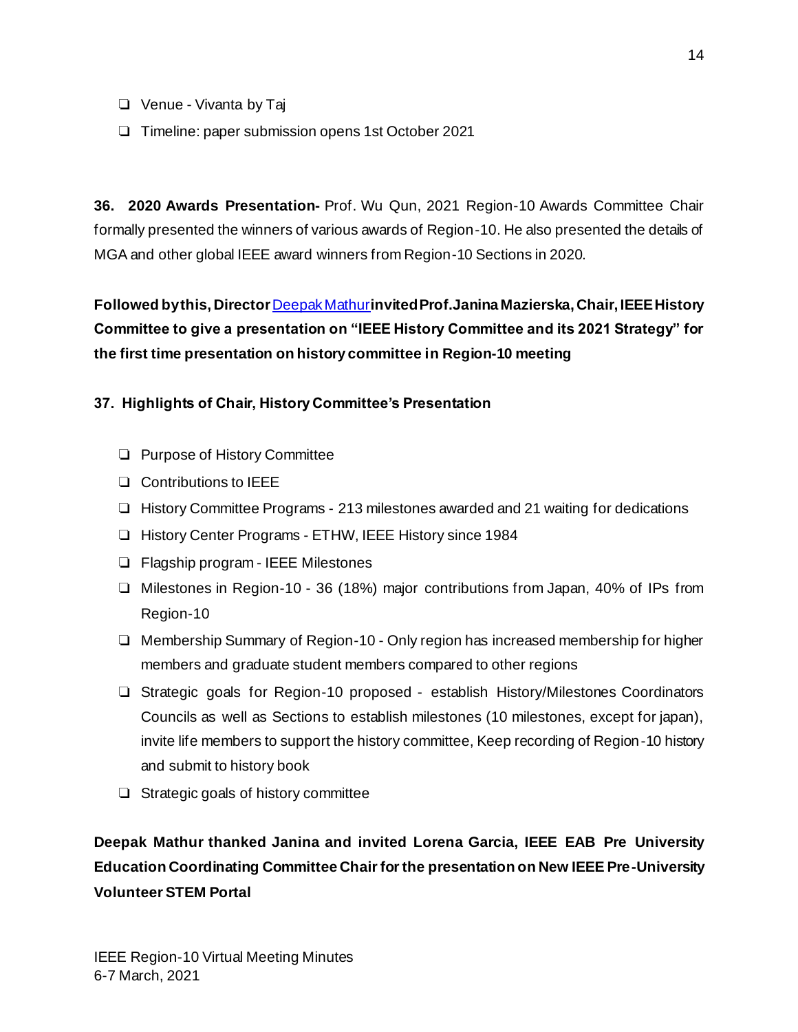- Venue - Vivanta by Taj
- Timeline: paper submission opens 1st October 2021

**36. 2020 Awards Presentation-** Prof. Wu Qun, 2021 Region-10 Awards Committee Chair formally presented the winners of various awards of Region-10. He also presented the details of MGA and other global IEEE award winners from Region-10 Sections in 2020.

**Followed by this, Director Deepak Mathur invited Prof. Janina Mazierska, Chair, IEEE History Committee to give a presentation on "IEEE History Committee and its 2021 Strategy" for the first time presentation on history committee in Region-10 meeting**

**37. Highlights of Chair, History Committee's Presentation**

- Purpose of History Committee
- Contributions to IEEE
- History Committee Programs - 213 milestones awarded and 21 waiting for dedications
- History Center Programs - ETHW, IEEE History since 1984
- Flagship program - IEEE Milestones
- Milestones in Region-10 - 36 (18%) major contributions from Japan, 40% of IPs from Region-10
- Membership Summary of Region-10 - Only region has increased membership for higher members and graduate student members compared to other regions
- Strategic goals for Region-10 proposed - establish History/Milestones Coordinators Councils as well as Sections to establish milestones (10 milestones, except for japan), invite life members to support the history committee, Keep recording of Region-10 history and submit to history book
- Strategic goals of history committee

**Deepak Mathur thanked Janina and invited Lorena Garcia, IEEE EAB Pre University Education Coordinating Committee Chair for the presentation on New IEEE Pre-University Volunteer STEM Portal**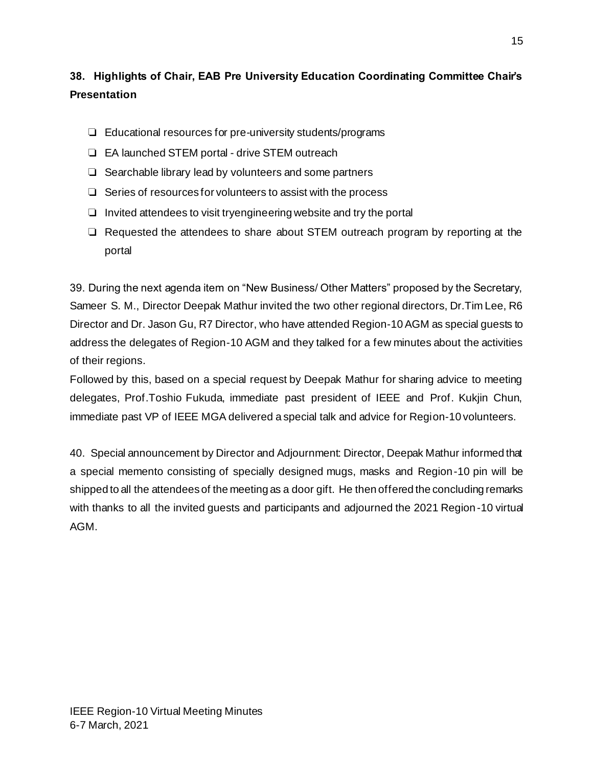**38. Highlights of Chair, EAB Pre University Education Coordinating Committee Chair's Presentation**

- ❏ Educational resources for pre-university students/programs
- ❏ EA launched STEM portal - drive STEM outreach
- ❏ Searchable library lead by volunteers and some partners
- ❏ Series of resources for volunteers to assist with the process
- ❏ Invited attendees to visit tryengineering website and try the portal
- ❏ Requested the attendees to share about STEM outreach program by reporting at the portal

39. During the next agenda item on "New Business/ Other Matters" proposed by the Secretary, Sameer S. M., Director Deepak Mathur invited the two other regional directors, Dr.Tim Lee, R6 Director and Dr. Jason Gu, R7 Director, who have attended Region-10 AGM as special guests to address the delegates of Region-10 AGM and they talked for a few minutes about the activities of their regions.

Followed by this, based on a special request by Deepak Mathur for sharing advice to meeting delegates, Prof.Toshio Fukuda, immediate past president of IEEE and Prof. Kukjin Chun, immediate past VP of IEEE MGA delivered a special talk and advice for Region-10 volunteers.

40. Special announcement by Director and Adjournment: Director, Deepak Mathur informed that a special memento consisting of specially designed mugs, masks and Region-10 pin will be shipped to all the attendees of the meeting as a door gift. He then offered the concluding remarks with thanks to all the invited guests and participants and adjourned the 2021 Region-10 virtual AGM.